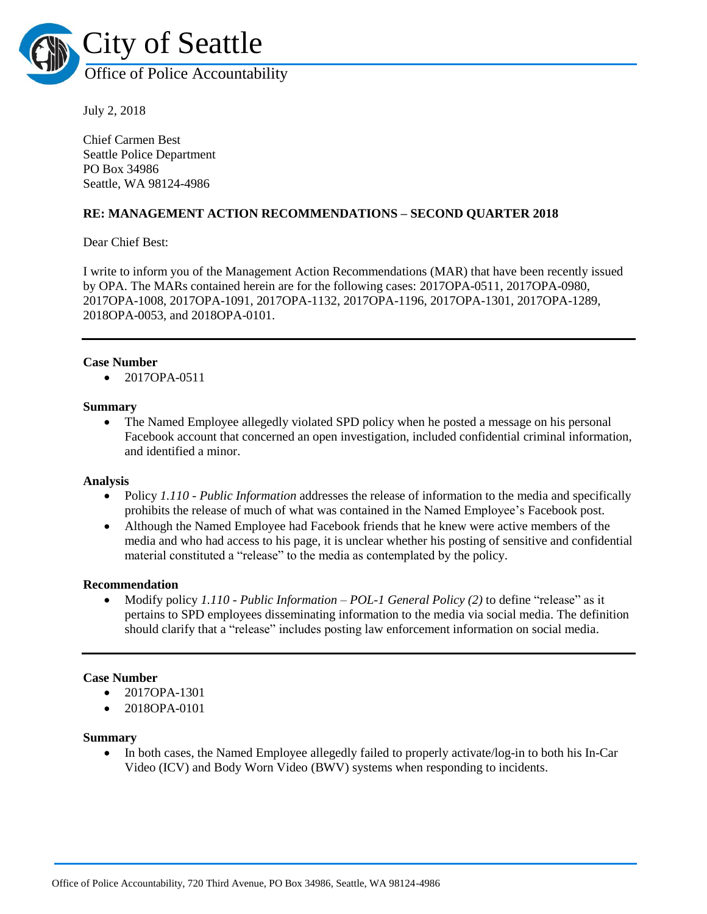# City of Seattle

## Office of Police Accountability

July 2, 2018

Chief Carmen Best
Seattle Police Department
PO Box 34986
Seattle, WA 98124-4986

**RE: MANAGEMENT ACTION RECOMMENDATIONS – SECOND QUARTER 2018**

Dear Chief Best:

I write to inform you of the Management Action Recommendations (MAR) that have been recently issued by OPA. The MARs contained herein are for the following cases: 2017OPA-0511, 2017OPA-0980, 2017OPA-1008, 2017OPA-1091, 2017OPA-1132, 2017OPA-1196, 2017OPA-1301, 2017OPA-1289, 2018OPA-0053, and 2018OPA-0101.

---

**Case Number**

- 2017OPA-0511

**Summary**

- The Named Employee allegedly violated SPD policy when he posted a message on his personal Facebook account that concerned an open investigation, included confidential criminal information, and identified a minor.

**Analysis**

- Policy *1.110 - Public Information* addresses the release of information to the media and specifically prohibits the release of much of what was contained in the Named Employee's Facebook post.
- Although the Named Employee had Facebook friends that he knew were active members of the media and who had access to his page, it is unclear whether his posting of sensitive and confidential material constituted a "release" to the media as contemplated by the policy.

**Recommendation**

- Modify policy *1.110 - Public Information – POL-1 General Policy (2)* to define "release" as it pertains to SPD employees disseminating information to the media via social media. The definition should clarify that a "release" includes posting law enforcement information on social media.

---

**Case Number**

- 2017OPA-1301
- 2018OPA-0101

**Summary**

- In both cases, the Named Employee allegedly failed to properly activate/log-in to both his In-Car Video (ICV) and Body Worn Video (BWV) systems when responding to incidents.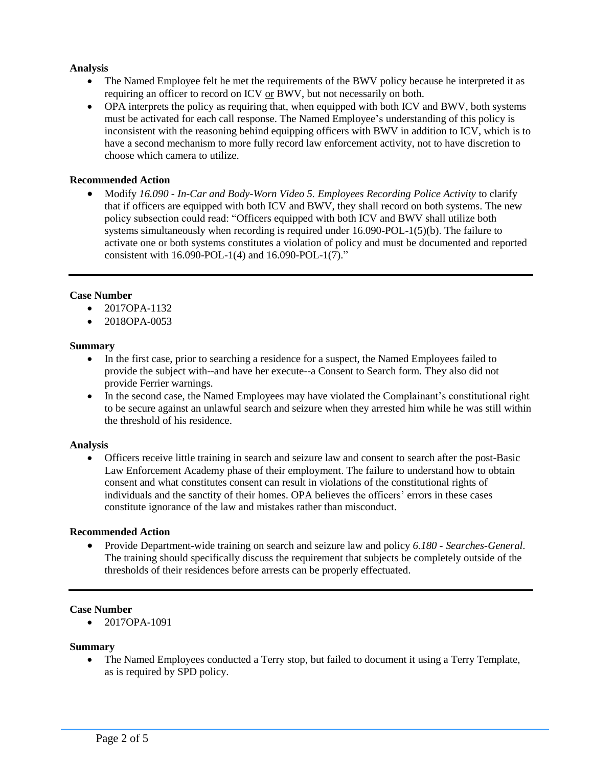**Analysis**

- The Named Employee felt he met the requirements of the BWV policy because he interpreted it as requiring an officer to record on ICV or BWV, but not necessarily on both.
- OPA interprets the policy as requiring that, when equipped with both ICV and BWV, both systems must be activated for each call response. The Named Employee's understanding of this policy is inconsistent with the reasoning behind equipping officers with BWV in addition to ICV, which is to have a second mechanism to more fully record law enforcement activity, not to have discretion to choose which camera to utilize.

**Recommended Action**

- Modify *16.090 - In-Car and Body-Worn Video 5. Employees Recording Police Activity* to clarify that if officers are equipped with both ICV and BWV, they shall record on both systems. The new policy subsection could read: "Officers equipped with both ICV and BWV shall utilize both systems simultaneously when recording is required under 16.090-POL-1(5)(b). The failure to activate one or both systems constitutes a violation of policy and must be documented and reported consistent with 16.090-POL-1(4) and 16.090-POL-1(7)."

---

**Case Number**

- 2017OPA-1132
- 2018OPA-0053

**Summary**

- In the first case, prior to searching a residence for a suspect, the Named Employees failed to provide the subject with--and have her execute--a Consent to Search form. They also did not provide Ferrier warnings.
- In the second case, the Named Employees may have violated the Complainant's constitutional right to be secure against an unlawful search and seizure when they arrested him while he was still within the threshold of his residence.

**Analysis**

- Officers receive little training in search and seizure law and consent to search after the post-Basic Law Enforcement Academy phase of their employment. The failure to understand how to obtain consent and what constitutes consent can result in violations of the constitutional rights of individuals and the sanctity of their homes. OPA believes the officers' errors in these cases constitute ignorance of the law and mistakes rather than misconduct.

**Recommended Action**

- Provide Department-wide training on search and seizure law and policy *6.180 - Searches-General*. The training should specifically discuss the requirement that subjects be completely outside of the thresholds of their residences before arrests can be properly effectuated.

---

**Case Number**

- 2017OPA-1091

**Summary**

- The Named Employees conducted a Terry stop, but failed to document it using a Terry Template, as is required by SPD policy.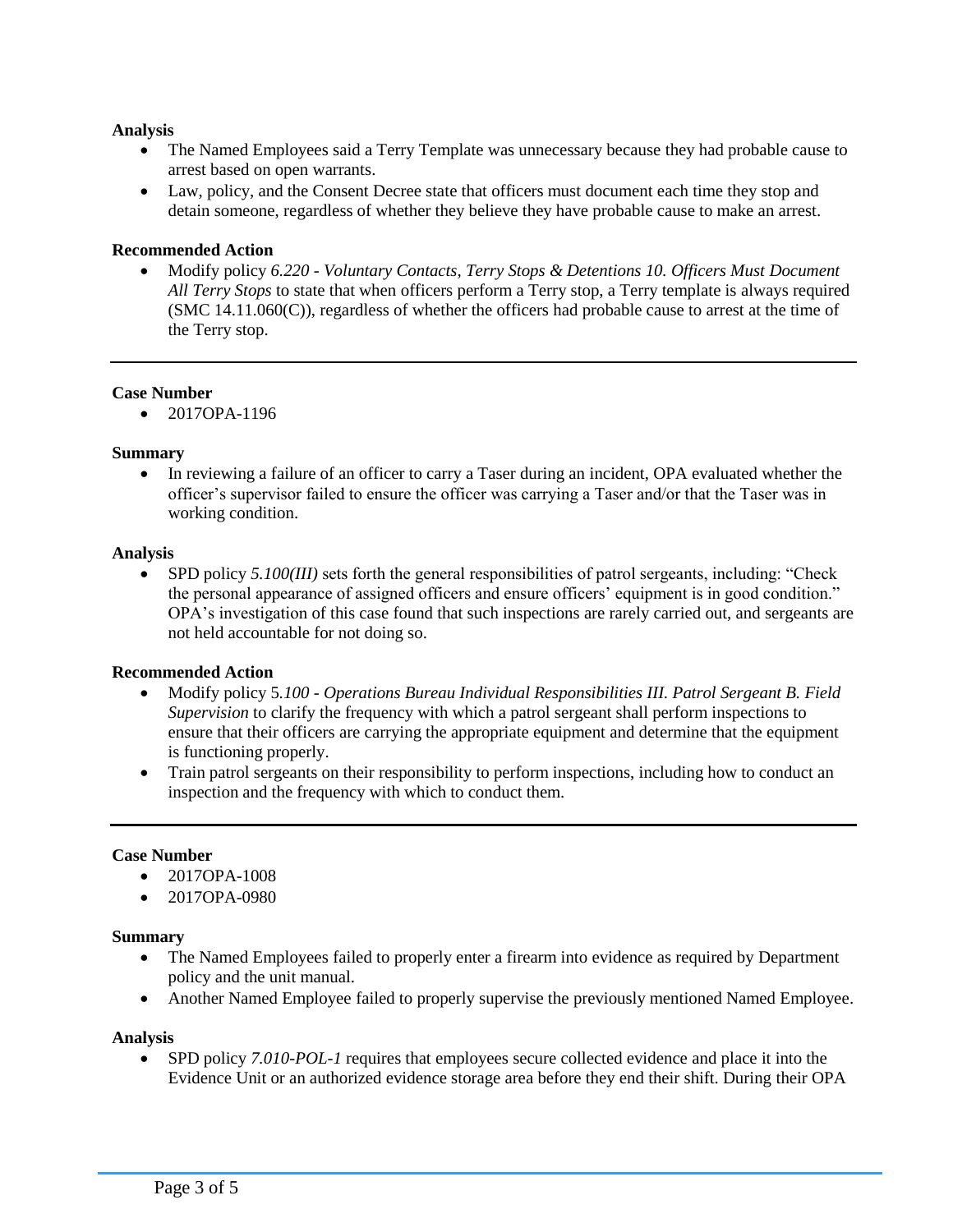**Analysis**

- The Named Employees said a Terry Template was unnecessary because they had probable cause to arrest based on open warrants.
- Law, policy, and the Consent Decree state that officers must document each time they stop and detain someone, regardless of whether they believe they have probable cause to make an arrest.

**Recommended Action**

- Modify policy *6.220 - Voluntary Contacts, Terry Stops & Detentions 10. Officers Must Document All Terry Stops* to state that when officers perform a Terry stop, a Terry template is always required (SMC 14.11.060(C)), regardless of whether the officers had probable cause to arrest at the time of the Terry stop.

---

**Case Number**

- 2017OPA-1196

**Summary**

- In reviewing a failure of an officer to carry a Taser during an incident, OPA evaluated whether the officer's supervisor failed to ensure the officer was carrying a Taser and/or that the Taser was in working condition.

**Analysis**

- SPD policy *5.100(III)* sets forth the general responsibilities of patrol sergeants, including: "Check the personal appearance of assigned officers and ensure officers' equipment is in good condition." OPA's investigation of this case found that such inspections are rarely carried out, and sergeants are not held accountable for not doing so.

**Recommended Action**

- Modify policy 5*.100 - Operations Bureau Individual Responsibilities III. Patrol Sergeant B. Field Supervision* to clarify the frequency with which a patrol sergeant shall perform inspections to ensure that their officers are carrying the appropriate equipment and determine that the equipment is functioning properly.
- Train patrol sergeants on their responsibility to perform inspections, including how to conduct an inspection and the frequency with which to conduct them.

---

**Case Number**

- 2017OPA-1008
- 2017OPA-0980

**Summary**

- The Named Employees failed to properly enter a firearm into evidence as required by Department policy and the unit manual.
- Another Named Employee failed to properly supervise the previously mentioned Named Employee.

**Analysis**

- SPD policy *7.010-POL-1* requires that employees secure collected evidence and place it into the Evidence Unit or an authorized evidence storage area before they end their shift. During their OPA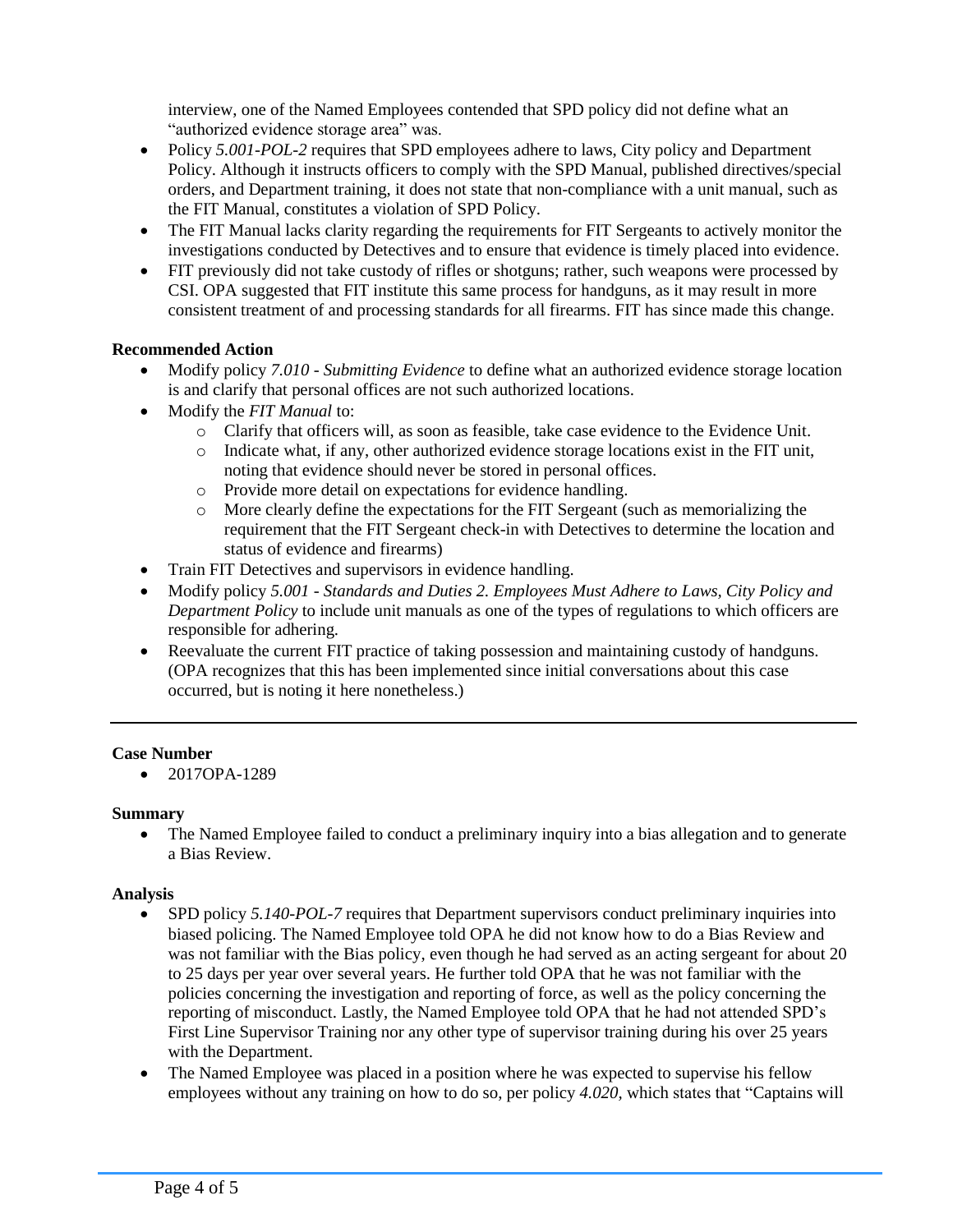interview, one of the Named Employees contended that SPD policy did not define what an "authorized evidence storage area" was.

- Policy *5.001-POL-2* requires that SPD employees adhere to laws, City policy and Department Policy. Although it instructs officers to comply with the SPD Manual, published directives/special orders, and Department training, it does not state that non-compliance with a unit manual, such as the FIT Manual, constitutes a violation of SPD Policy.
- The FIT Manual lacks clarity regarding the requirements for FIT Sergeants to actively monitor the investigations conducted by Detectives and to ensure that evidence is timely placed into evidence.
- FIT previously did not take custody of rifles or shotguns; rather, such weapons were processed by CSI. OPA suggested that FIT institute this same process for handguns, as it may result in more consistent treatment of and processing standards for all firearms. FIT has since made this change.

**Recommended Action**

- Modify policy *7.010 - Submitting Evidence* to define what an authorized evidence storage location is and clarify that personal offices are not such authorized locations.
- Modify the *FIT Manual* to:
  - Clarify that officers will, as soon as feasible, take case evidence to the Evidence Unit.
  - Indicate what, if any, other authorized evidence storage locations exist in the FIT unit, noting that evidence should never be stored in personal offices.
  - Provide more detail on expectations for evidence handling.
  - More clearly define the expectations for the FIT Sergeant (such as memorializing the requirement that the FIT Sergeant check-in with Detectives to determine the location and status of evidence and firearms)
- Train FIT Detectives and supervisors in evidence handling.
- Modify policy *5.001 - Standards and Duties 2. Employees Must Adhere to Laws, City Policy and Department Policy* to include unit manuals as one of the types of regulations to which officers are responsible for adhering.
- Reevaluate the current FIT practice of taking possession and maintaining custody of handguns. (OPA recognizes that this has been implemented since initial conversations about this case occurred, but is noting it here nonetheless.)

---

**Case Number**

- 2017OPA-1289

**Summary**

- The Named Employee failed to conduct a preliminary inquiry into a bias allegation and to generate a Bias Review.

**Analysis**

- SPD policy *5.140-POL-7* requires that Department supervisors conduct preliminary inquiries into biased policing. The Named Employee told OPA he did not know how to do a Bias Review and was not familiar with the Bias policy, even though he had served as an acting sergeant for about 20 to 25 days per year over several years. He further told OPA that he was not familiar with the policies concerning the investigation and reporting of force, as well as the policy concerning the reporting of misconduct. Lastly, the Named Employee told OPA that he had not attended SPD's First Line Supervisor Training nor any other type of supervisor training during his over 25 years with the Department.
- The Named Employee was placed in a position where he was expected to supervise his fellow employees without any training on how to do so, per policy *4.020*, which states that "Captains will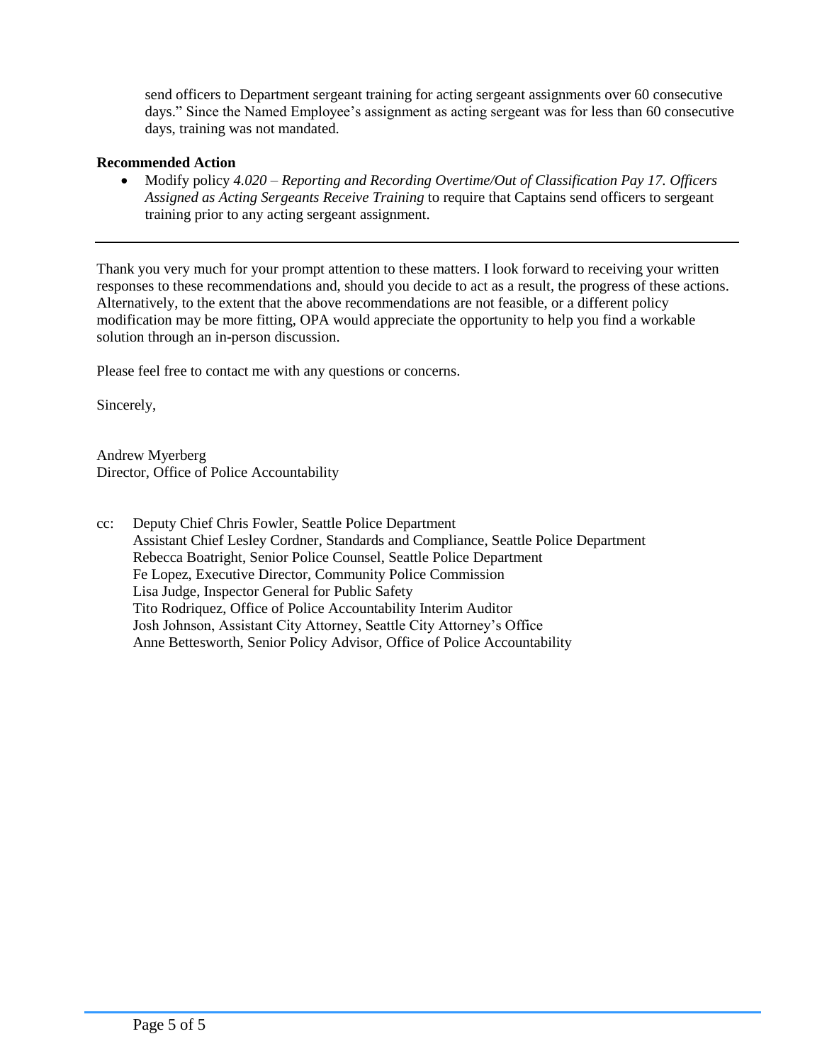send officers to Department sergeant training for acting sergeant assignments over 60 consecutive days." Since the Named Employee's assignment as acting sergeant was for less than 60 consecutive days, training was not mandated.

**Recommended Action**

- Modify policy *4.020 – Reporting and Recording Overtime/Out of Classification Pay 17. Officers Assigned as Acting Sergeants Receive Training* to require that Captains send officers to sergeant training prior to any acting sergeant assignment.

---

Thank you very much for your prompt attention to these matters. I look forward to receiving your written responses to these recommendations and, should you decide to act as a result, the progress of these actions. Alternatively, to the extent that the above recommendations are not feasible, or a different policy modification may be more fitting, OPA would appreciate the opportunity to help you find a workable solution through an in-person discussion.

Please feel free to contact me with any questions or concerns.

Sincerely,

Andrew Myerberg
Director, Office of Police Accountability

cc: Deputy Chief Chris Fowler, Seattle Police Department
Assistant Chief Lesley Cordner, Standards and Compliance, Seattle Police Department
Rebecca Boatright, Senior Police Counsel, Seattle Police Department
Fe Lopez, Executive Director, Community Police Commission
Lisa Judge, Inspector General for Public Safety
Tito Rodriquez, Office of Police Accountability Interim Auditor
Josh Johnson, Assistant City Attorney, Seattle City Attorney's Office
Anne Bettesworth, Senior Policy Advisor, Office of Police Accountability